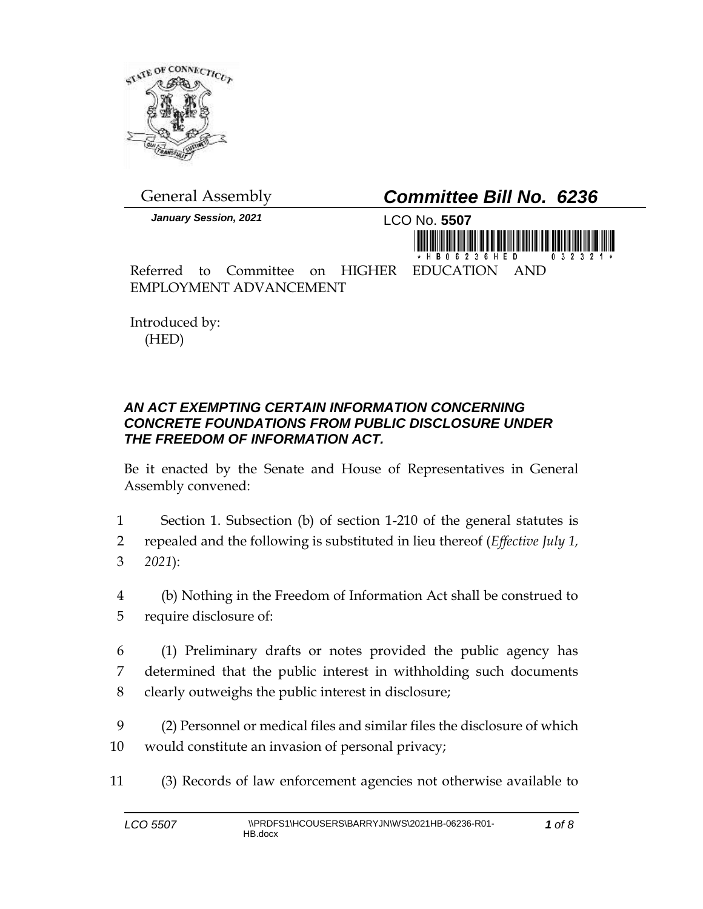General Assembly

## *Committee Bill No. 6236*

***January Session, 2021***

LCO No. **5507**

Referred to Committee on HIGHER EDUCATION AND EMPLOYMENT ADVANCEMENT

Introduced by:
(HED)

### *AN ACT EXEMPTING CERTAIN INFORMATION CONCERNING CONCRETE FOUNDATIONS FROM PUBLIC DISCLOSURE UNDER THE FREEDOM OF INFORMATION ACT.*

Be it enacted by the Senate and House of Representatives in General Assembly convened:

1 Section 1. Subsection (b) of section 1-210 of the general statutes is
2 repealed and the following is substituted in lieu thereof (*Effective July 1,*
3 *2021*):

4 (b) Nothing in the Freedom of Information Act shall be construed to
5 require disclosure of:

6 (1) Preliminary drafts or notes provided the public agency has
7 determined that the public interest in withholding such documents
8 clearly outweighs the public interest in disclosure;

9 (2) Personnel or medical files and similar files the disclosure of which
10 would constitute an invasion of personal privacy;

11 (3) Records of law enforcement agencies not otherwise available to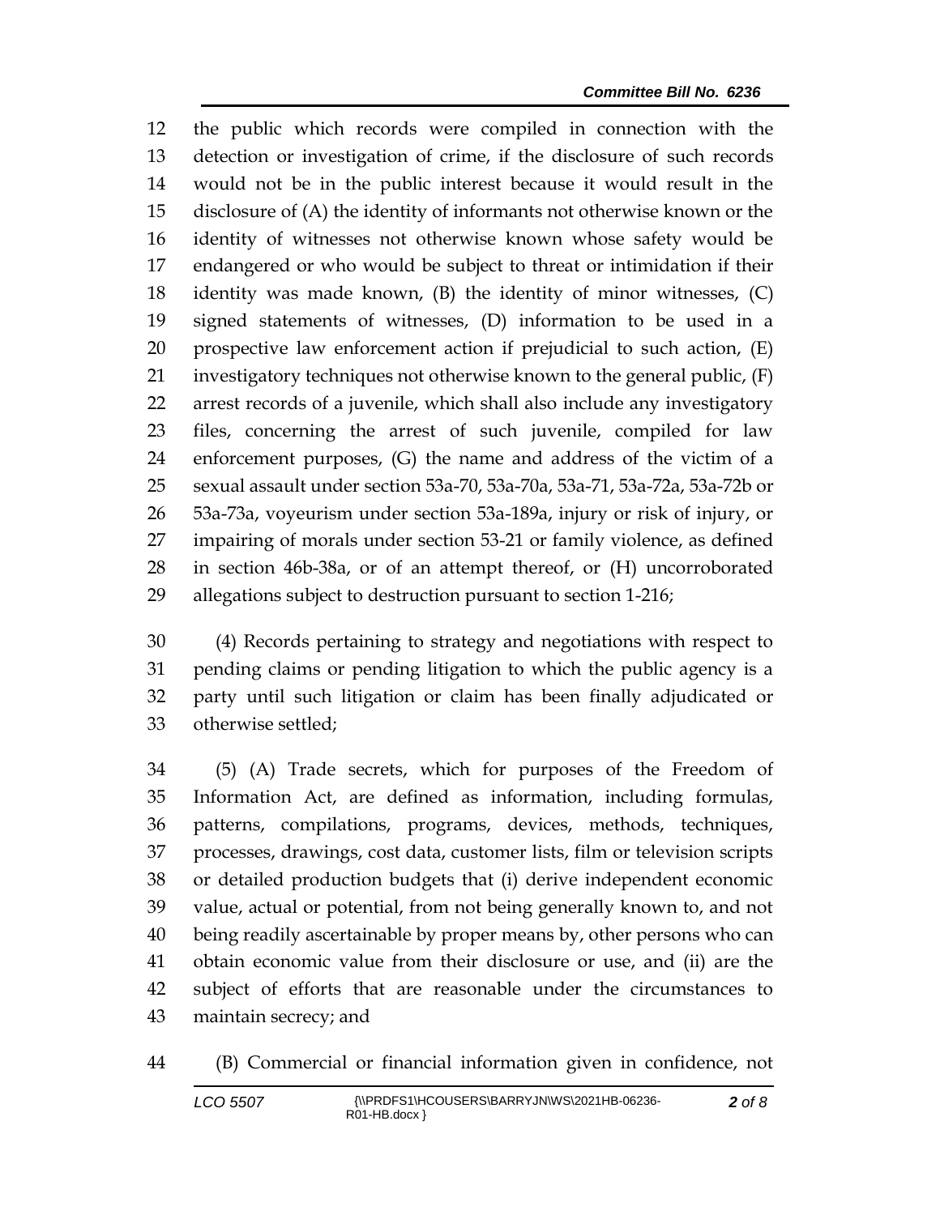12 the public which records were compiled in connection with the
13 detection or investigation of crime, if the disclosure of such records
14 would not be in the public interest because it would result in the
15 disclosure of (A) the identity of informants not otherwise known or the
16 identity of witnesses not otherwise known whose safety would be
17 endangered or who would be subject to threat or intimidation if their
18 identity was made known, (B) the identity of minor witnesses, (C)
19 signed statements of witnesses, (D) information to be used in a
20 prospective law enforcement action if prejudicial to such action, (E)
21 investigatory techniques not otherwise known to the general public, (F)
22 arrest records of a juvenile, which shall also include any investigatory
23 files, concerning the arrest of such juvenile, compiled for law
24 enforcement purposes, (G) the name and address of the victim of a
25 sexual assault under section 53a-70, 53a-70a, 53a-71, 53a-72a, 53a-72b or
26 53a-73a, voyeurism under section 53a-189a, injury or risk of injury, or
27 impairing of morals under section 53-21 or family violence, as defined
28 in section 46b-38a, or of an attempt thereof, or (H) uncorroborated
29 allegations subject to destruction pursuant to section 1-216;

30 (4) Records pertaining to strategy and negotiations with respect to
31 pending claims or pending litigation to which the public agency is a
32 party until such litigation or claim has been finally adjudicated or
33 otherwise settled;

34 (5) (A) Trade secrets, which for purposes of the Freedom of
35 Information Act, are defined as information, including formulas,
36 patterns, compilations, programs, devices, methods, techniques,
37 processes, drawings, cost data, customer lists, film or television scripts
38 or detailed production budgets that (i) derive independent economic
39 value, actual or potential, from not being generally known to, and not
40 being readily ascertainable by proper means by, other persons who can
41 obtain economic value from their disclosure or use, and (ii) are the
42 subject of efforts that are reasonable under the circumstances to
43 maintain secrecy; and

44 (B) Commercial or financial information given in confidence, not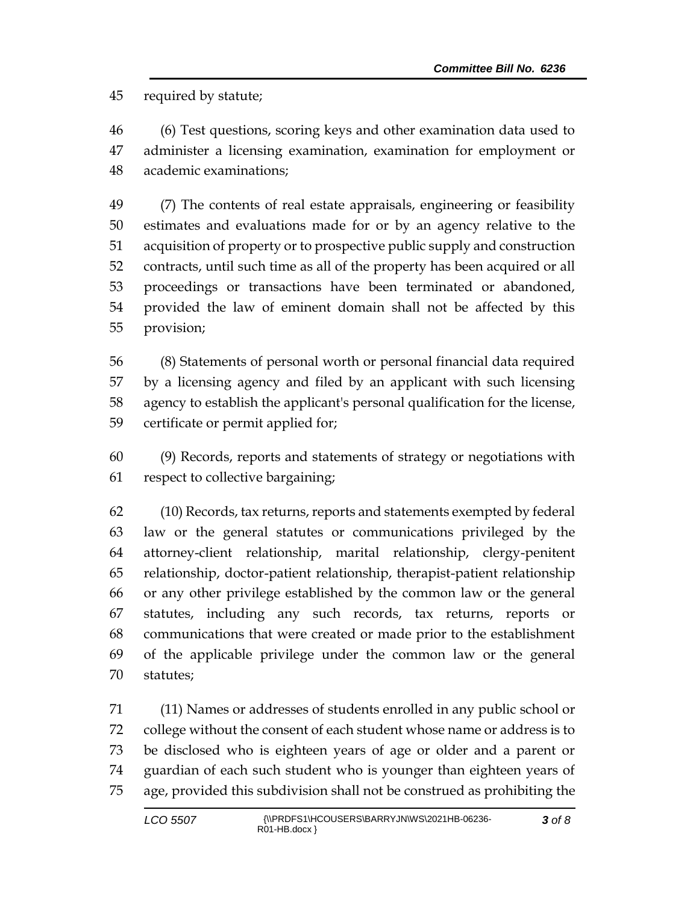required by statute;

(6) Test questions, scoring keys and other examination data used to administer a licensing examination, examination for employment or academic examinations;

(7) The contents of real estate appraisals, engineering or feasibility estimates and evaluations made for or by an agency relative to the acquisition of property or to prospective public supply and construction contracts, until such time as all of the property has been acquired or all proceedings or transactions have been terminated or abandoned, provided the law of eminent domain shall not be affected by this provision;

(8) Statements of personal worth or personal financial data required by a licensing agency and filed by an applicant with such licensing agency to establish the applicant's personal qualification for the license, certificate or permit applied for;

(9) Records, reports and statements of strategy or negotiations with respect to collective bargaining;

(10) Records, tax returns, reports and statements exempted by federal law or the general statutes or communications privileged by the attorney-client relationship, marital relationship, clergy-penitent relationship, doctor-patient relationship, therapist-patient relationship or any other privilege established by the common law or the general statutes, including any such records, tax returns, reports or communications that were created or made prior to the establishment of the applicable privilege under the common law or the general statutes;

(11) Names or addresses of students enrolled in any public school or college without the consent of each student whose name or address is to be disclosed who is eighteen years of age or older and a parent or guardian of each such student who is younger than eighteen years of age, provided this subdivision shall not be construed as prohibiting the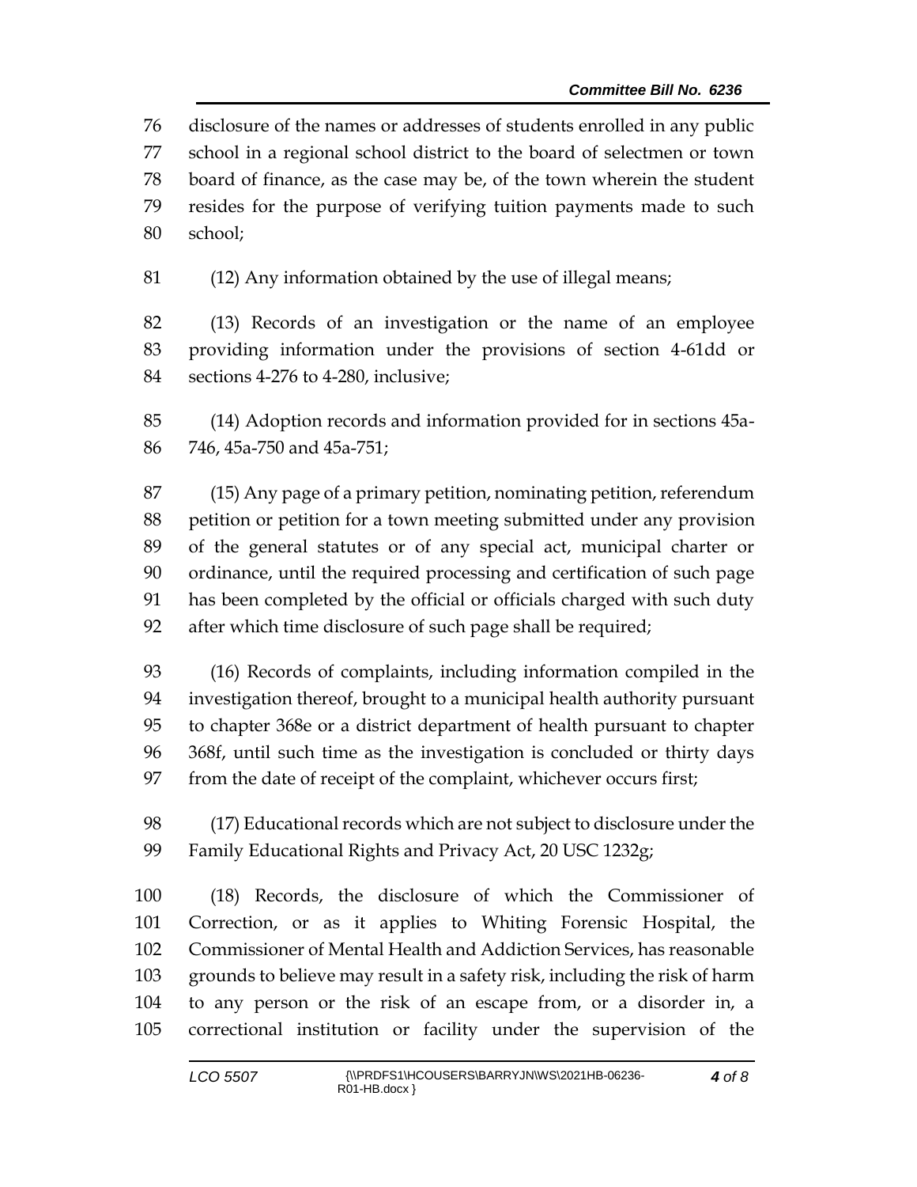disclosure of the names or addresses of students enrolled in any public school in a regional school district to the board of selectmen or town board of finance, as the case may be, of the town wherein the student resides for the purpose of verifying tuition payments made to such school;

(12) Any information obtained by the use of illegal means;

(13) Records of an investigation or the name of an employee providing information under the provisions of section 4-61dd or sections 4-276 to 4-280, inclusive;

(14) Adoption records and information provided for in sections 45a-746, 45a-750 and 45a-751;

(15) Any page of a primary petition, nominating petition, referendum petition or petition for a town meeting submitted under any provision of the general statutes or of any special act, municipal charter or ordinance, until the required processing and certification of such page has been completed by the official or officials charged with such duty after which time disclosure of such page shall be required;

(16) Records of complaints, including information compiled in the investigation thereof, brought to a municipal health authority pursuant to chapter 368e or a district department of health pursuant to chapter 368f, until such time as the investigation is concluded or thirty days from the date of receipt of the complaint, whichever occurs first;

(17) Educational records which are not subject to disclosure under the Family Educational Rights and Privacy Act, 20 USC 1232g;

(18) Records, the disclosure of which the Commissioner of Correction, or as it applies to Whiting Forensic Hospital, the Commissioner of Mental Health and Addiction Services, has reasonable grounds to believe may result in a safety risk, including the risk of harm to any person or the risk of an escape from, or a disorder in, a correctional institution or facility under the supervision of the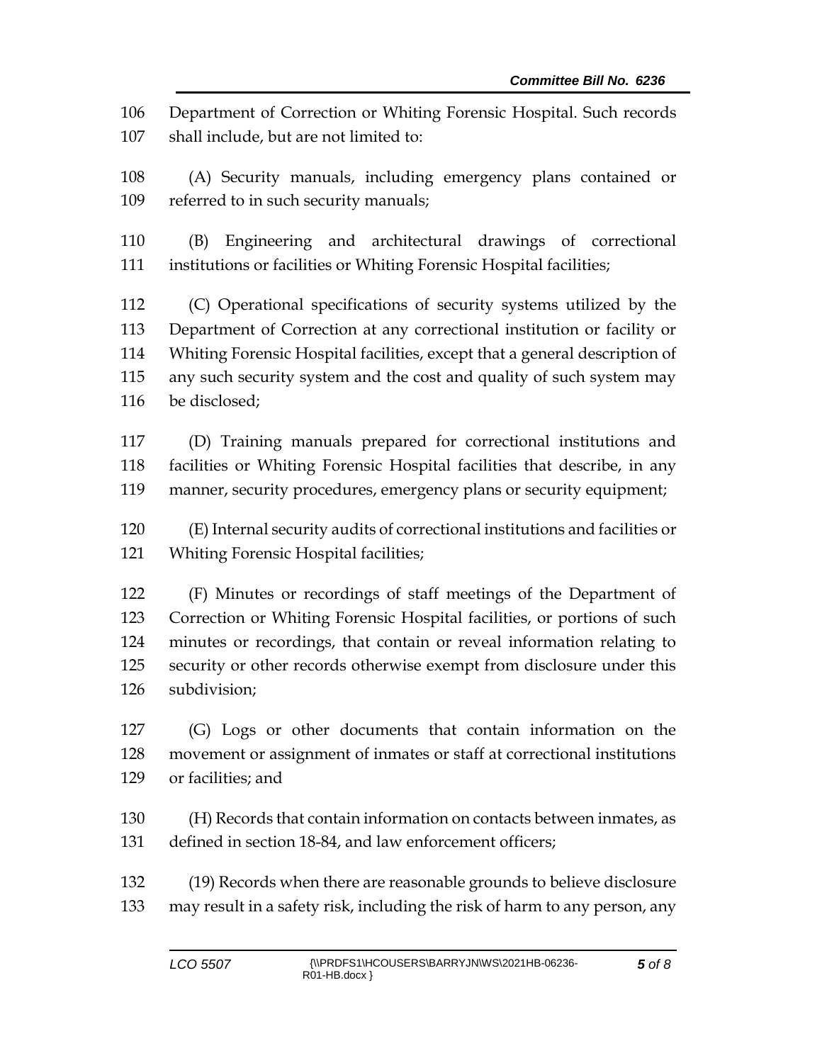Department of Correction or Whiting Forensic Hospital. Such records shall include, but are not limited to:

(A) Security manuals, including emergency plans contained or referred to in such security manuals;

(B) Engineering and architectural drawings of correctional institutions or facilities or Whiting Forensic Hospital facilities;

(C) Operational specifications of security systems utilized by the Department of Correction at any correctional institution or facility or Whiting Forensic Hospital facilities, except that a general description of any such security system and the cost and quality of such system may be disclosed;

(D) Training manuals prepared for correctional institutions and facilities or Whiting Forensic Hospital facilities that describe, in any manner, security procedures, emergency plans or security equipment;

(E) Internal security audits of correctional institutions and facilities or Whiting Forensic Hospital facilities;

(F) Minutes or recordings of staff meetings of the Department of Correction or Whiting Forensic Hospital facilities, or portions of such minutes or recordings, that contain or reveal information relating to security or other records otherwise exempt from disclosure under this subdivision;

(G) Logs or other documents that contain information on the movement or assignment of inmates or staff at correctional institutions or facilities; and

(H) Records that contain information on contacts between inmates, as defined in section 18-84, and law enforcement officers;

(19) Records when there are reasonable grounds to believe disclosure may result in a safety risk, including the risk of harm to any person, any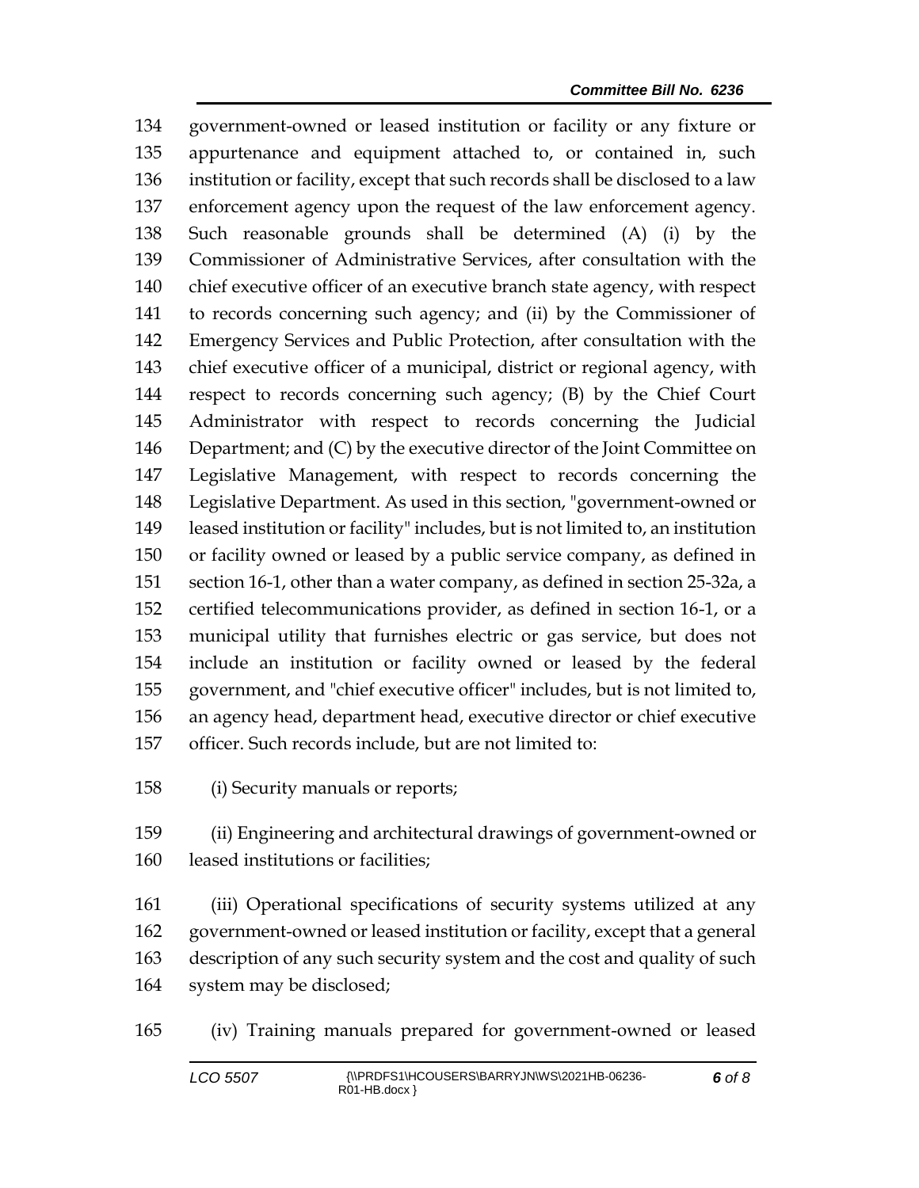government-owned or leased institution or facility or any fixture or appurtenance and equipment attached to, or contained in, such institution or facility, except that such records shall be disclosed to a law enforcement agency upon the request of the law enforcement agency. Such reasonable grounds shall be determined (A) (i) by the Commissioner of Administrative Services, after consultation with the chief executive officer of an executive branch state agency, with respect to records concerning such agency; and (ii) by the Commissioner of Emergency Services and Public Protection, after consultation with the chief executive officer of a municipal, district or regional agency, with respect to records concerning such agency; (B) by the Chief Court Administrator with respect to records concerning the Judicial Department; and (C) by the executive director of the Joint Committee on Legislative Management, with respect to records concerning the Legislative Department. As used in this section, "government-owned or leased institution or facility" includes, but is not limited to, an institution or facility owned or leased by a public service company, as defined in section 16-1, other than a water company, as defined in section 25-32a, a certified telecommunications provider, as defined in section 16-1, or a municipal utility that furnishes electric or gas service, but does not include an institution or facility owned or leased by the federal government, and "chief executive officer" includes, but is not limited to, an agency head, department head, executive director or chief executive officer. Such records include, but are not limited to:

(i) Security manuals or reports;

(ii) Engineering and architectural drawings of government-owned or leased institutions or facilities;

(iii) Operational specifications of security systems utilized at any government-owned or leased institution or facility, except that a general description of any such security system and the cost and quality of such system may be disclosed;

(iv) Training manuals prepared for government-owned or leased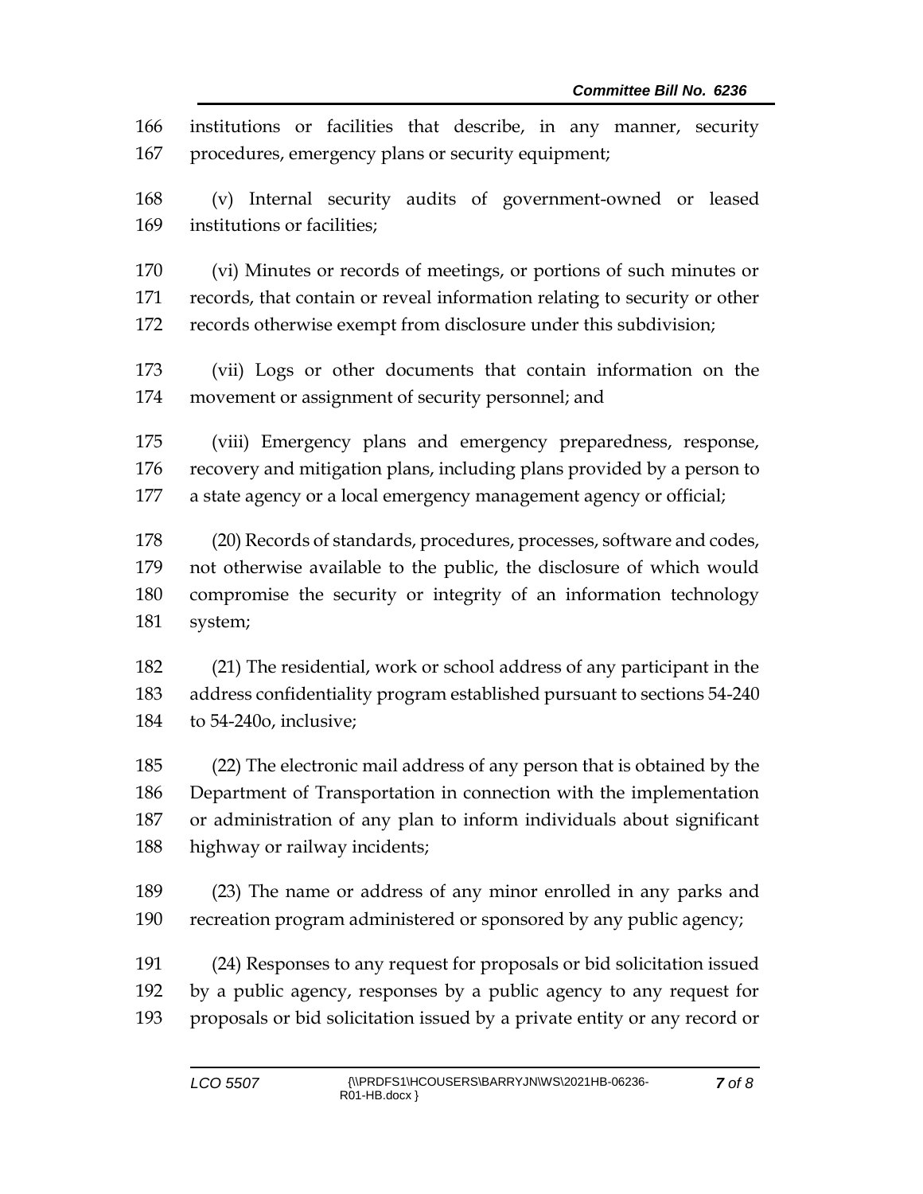institutions or facilities that describe, in any manner, security procedures, emergency plans or security equipment;

(v) Internal security audits of government-owned or leased institutions or facilities;

(vi) Minutes or records of meetings, or portions of such minutes or records, that contain or reveal information relating to security or other records otherwise exempt from disclosure under this subdivision;

(vii) Logs or other documents that contain information on the movement or assignment of security personnel; and

(viii) Emergency plans and emergency preparedness, response, recovery and mitigation plans, including plans provided by a person to a state agency or a local emergency management agency or official;

(20) Records of standards, procedures, processes, software and codes, not otherwise available to the public, the disclosure of which would compromise the security or integrity of an information technology system;

(21) The residential, work or school address of any participant in the address confidentiality program established pursuant to sections 54-240 to 54-240o, inclusive;

(22) The electronic mail address of any person that is obtained by the Department of Transportation in connection with the implementation or administration of any plan to inform individuals about significant highway or railway incidents;

(23) The name or address of any minor enrolled in any parks and recreation program administered or sponsored by any public agency;

(24) Responses to any request for proposals or bid solicitation issued by a public agency, responses by a public agency to any request for proposals or bid solicitation issued by a private entity or any record or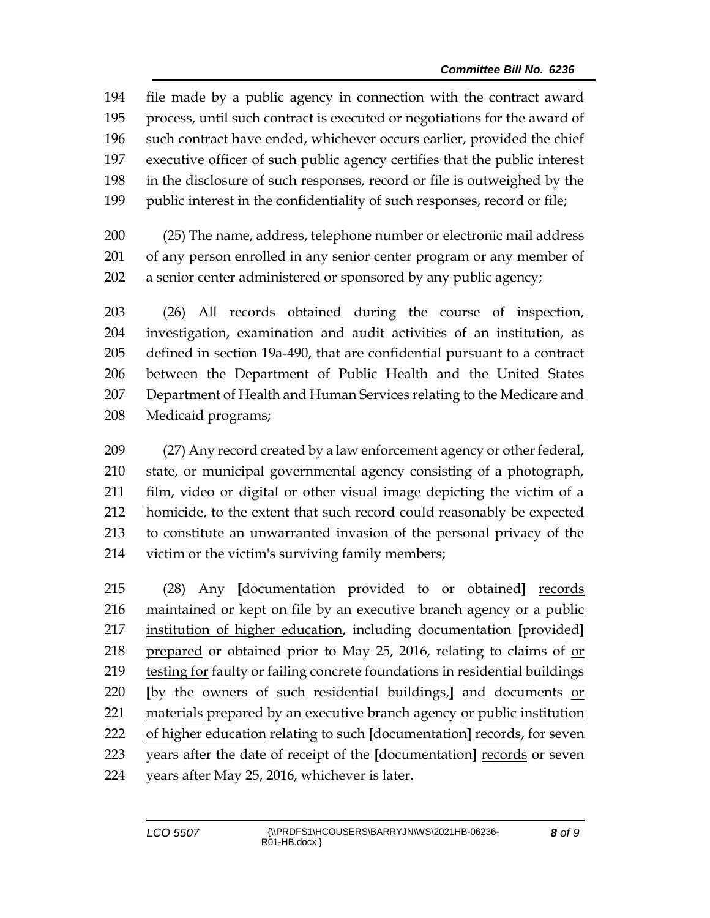file made by a public agency in connection with the contract award process, until such contract is executed or negotiations for the award of such contract have ended, whichever occurs earlier, provided the chief executive officer of such public agency certifies that the public interest in the disclosure of such responses, record or file is outweighed by the public interest in the confidentiality of such responses, record or file;

(25) The name, address, telephone number or electronic mail address of any person enrolled in any senior center program or any member of a senior center administered or sponsored by any public agency;

(26) All records obtained during the course of inspection, investigation, examination and audit activities of an institution, as defined in section 19a-490, that are confidential pursuant to a contract between the Department of Public Health and the United States Department of Health and Human Services relating to the Medicare and Medicaid programs;

(27) Any record created by a law enforcement agency or other federal, state, or municipal governmental agency consisting of a photograph, film, video or digital or other visual image depicting the victim of a homicide, to the extent that such record could reasonably be expected to constitute an unwarranted invasion of the personal privacy of the victim or the victim's surviving family members;

(28) Any **[**documentation provided to or obtained**]** <u>records maintained or kept on file</u> by an executive branch agency <u>or a public institution of higher education</u>, including documentation **[**provided**]** <u>prepared</u> or obtained prior to May 25, 2016, relating to claims of <u>or testing for</u> faulty or failing concrete foundations in residential buildings **[**by the owners of such residential buildings,**]** and documents <u>or materials</u> prepared by an executive branch agency <u>or public institution of higher education</u> relating to such **[**documentation**]** <u>records</u>, for seven years after the date of receipt of the **[**documentation**]** <u>records</u> or seven years after May 25, 2016, whichever is later.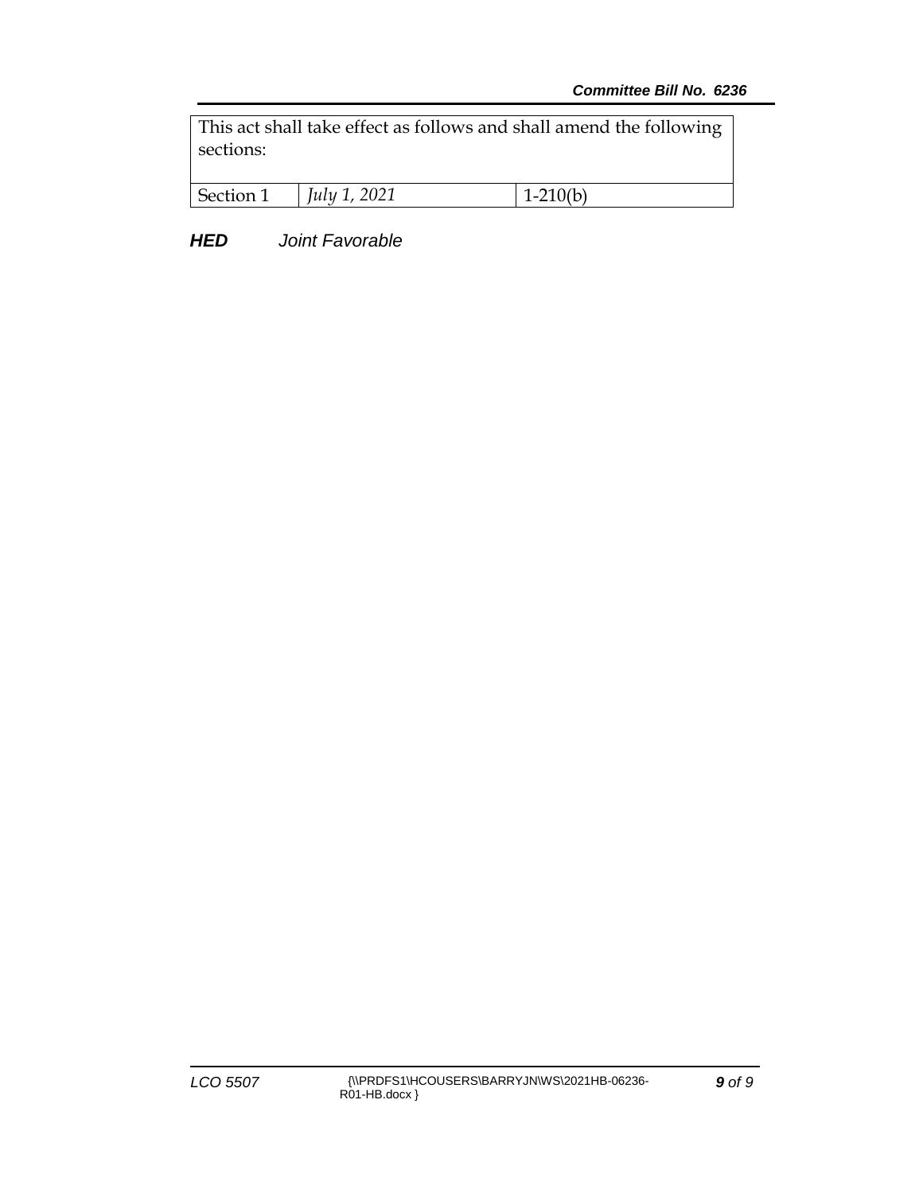| This act shall take effect as follows and shall amend the following sections: | | |
|---|---|---|
| Section 1 | *July 1, 2021* | 1-210(b) |

***HED*** *Joint Favorable*